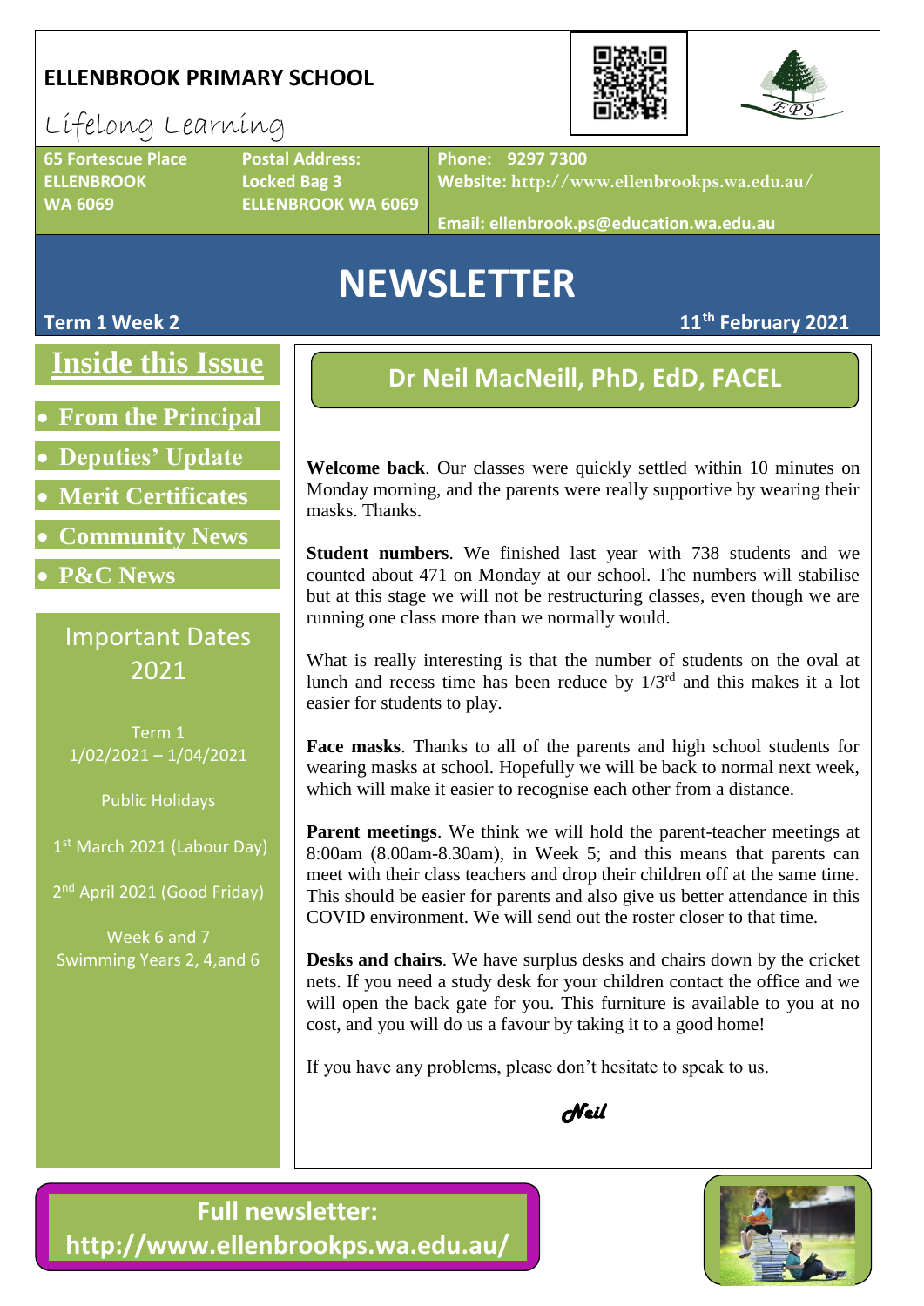# ELLENBROOK PRIMARY SCHOOL

Lifelong Learning

**65 Fortescue Place**
**ELLENBROOK**
**WA 6069**

**Postal Address:**
**Locked Bag 3**
**ELLENBROOK WA 6069**

**Phone: 9297 7300**
**Website: http://www.ellenbrookps.wa.edu.au/**

**Email: ellenbrook.ps@education.wa.edu.au**

# NEWSLETTER

**Term 1 Week 2** **11th February 2021**

## Inside this Issue

- From the Principal
- Deputies' Update
- Merit Certificates
- Community News
- P&C News

## Important Dates 2021

Term 1
1/02/2021 – 1/04/2021

Public Holidays

1st March 2021 (Labour Day)

2nd April 2021 (Good Friday)

Week 6 and 7
Swimming Years 2, 4,and 6

## Dr Neil MacNeill, PhD, EdD, FACEL

**Welcome back**. Our classes were quickly settled within 10 minutes on Monday morning, and the parents were really supportive by wearing their masks. Thanks.

**Student numbers**. We finished last year with 738 students and we counted about 471 on Monday at our school. The numbers will stabilise but at this stage we will not be restructuring classes, even though we are running one class more than we normally would.

What is really interesting is that the number of students on the oval at lunch and recess time has been reduce by 1/3rd and this makes it a lot easier for students to play.

**Face masks**. Thanks to all of the parents and high school students for wearing masks at school. Hopefully we will be back to normal next week, which will make it easier to recognise each other from a distance.

**Parent meetings**. We think we will hold the parent-teacher meetings at 8:00am (8.00am-8.30am), in Week 5; and this means that parents can meet with their class teachers and drop their children off at the same time. This should be easier for parents and also give us better attendance in this COVID environment. We will send out the roster closer to that time.

**Desks and chairs**. We have surplus desks and chairs down by the cricket nets. If you need a study desk for your children contact the office and we will open the back gate for you. This furniture is available to you at no cost, and you will do us a favour by taking it to a good home!

If you have any problems, please don't hesitate to speak to us.

*Neil*

**Full newsletter: http://www.ellenbrookps.wa.edu.au/**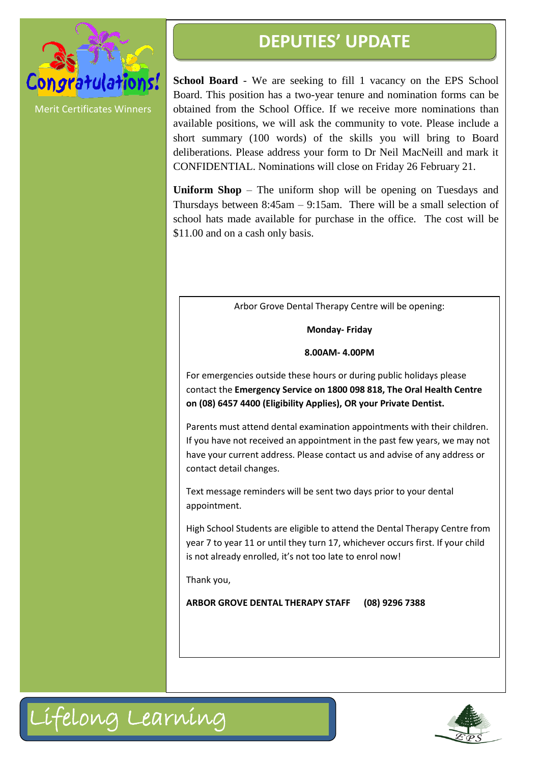Congratulations!

Merit Certificates Winners

# DEPUTIES' UPDATE

**School Board** - We are seeking to fill 1 vacancy on the EPS School Board. This position has a two-year tenure and nomination forms can be obtained from the School Office. If we receive more nominations than available positions, we will ask the community to vote. Please include a short summary (100 words) of the skills you will bring to Board deliberations. Please address your form to Dr Neil MacNeill and mark it CONFIDENTIAL. Nominations will close on Friday 26 February 21.

**Uniform Shop** – The uniform shop will be opening on Tuesdays and Thursdays between 8:45am – 9:15am. There will be a small selection of school hats made available for purchase in the office. The cost will be $11.00 and on a cash only basis.

Arbor Grove Dental Therapy Centre will be opening:

**Monday- Friday**

**8.00AM- 4.00PM**

For emergencies outside these hours or during public holidays please contact the **Emergency Service on 1800 098 818, The Oral Health Centre on (08) 6457 4400 (Eligibility Applies), OR your Private Dentist.**

Parents must attend dental examination appointments with their children. If you have not received an appointment in the past few years, we may not have your current address. Please contact us and advise of any address or contact detail changes.

Text message reminders will be sent two days prior to your dental appointment.

High School Students are eligible to attend the Dental Therapy Centre from year 7 to year 11 or until they turn 17, whichever occurs first. If your child is not already enrolled, it's not too late to enrol now!

Thank you,

**ARBOR GROVE DENTAL THERAPY STAFF (08) 9296 7388**

Lifelong Learning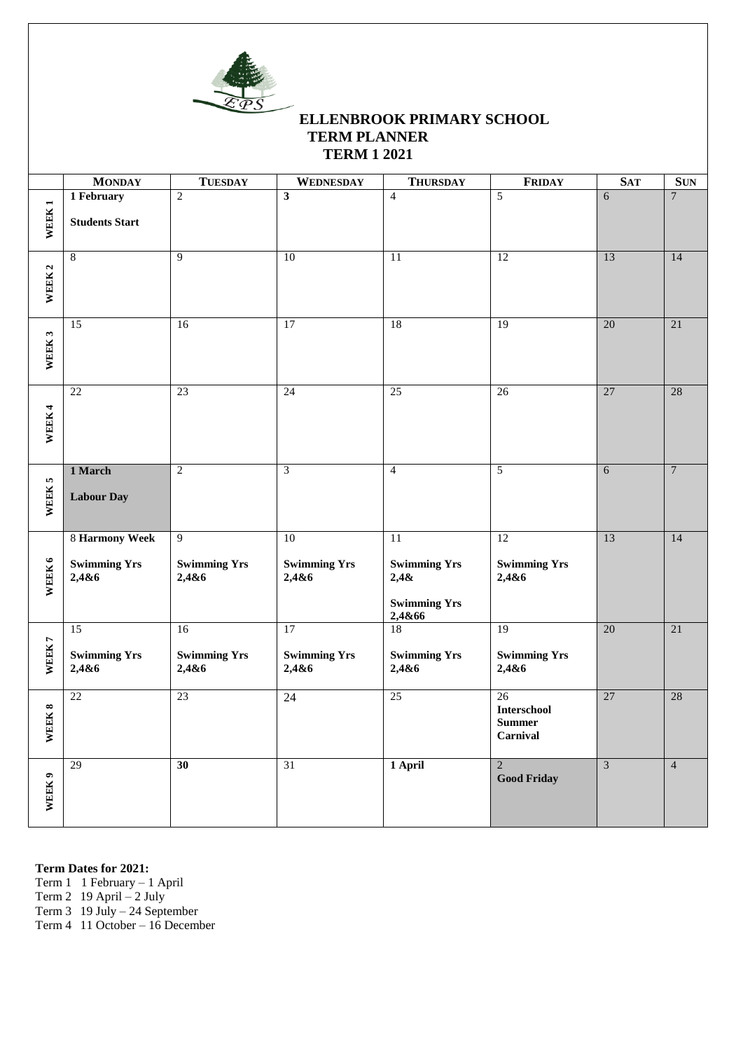# ELLENBROOK PRIMARY SCHOOL
## TERM PLANNER
## TERM 1 2021

| | MONDAY | TUESDAY | WEDNESDAY | THURSDAY | FRIDAY | SAT | SUN |
|---|---|---|---|---|---|---|---|
| WEEK 1 | **1 February** **Students Start** | 2 | **3** | 4 | 5 | 6 | 7 |
| WEEK 2 | 8 | 9 | 10 | 11 | 12 | 13 | 14 |
| WEEK 3 | 15 | 16 | 17 | 18 | 19 | 20 | 21 |
| WEEK 4 | 22 | 23 | 24 | 25 | 26 | 27 | 28 |
| WEEK 5 | **1 March** **Labour Day** | 2 | 3 | 4 | 5 | 6 | 7 |
| WEEK 6 | 8 **Harmony Week** **Swimming Yrs 2,4&6** | 9 **Swimming Yrs 2,4&6** | 10 **Swimming Yrs 2,4&6** | 11 **Swimming Yrs 2,4&** **Swimming Yrs 2,4&66** | 12 **Swimming Yrs 2,4&6** | 13 | 14 |
| WEEK 7 | 15 **Swimming Yrs 2,4&6** | 16 **Swimming Yrs 2,4&6** | 17 **Swimming Yrs 2,4&6** | 18 **Swimming Yrs 2,4&6** | 19 **Swimming Yrs 2,4&6** | 20 | 21 |
| WEEK 8 | 22 | 23 | 24 | 25 | 26 **Interschool Summer Carnival** | 27 | 28 |
| WEEK 9 | 29 | **30** | 31 | **1 April** | 2 **Good Friday** | 3 | 4 |

**Term Dates for 2021:**

Term 1 1 February – 1 April
Term 2 19 April – 2 July
Term 3 19 July – 24 September
Term 4 11 October – 16 December